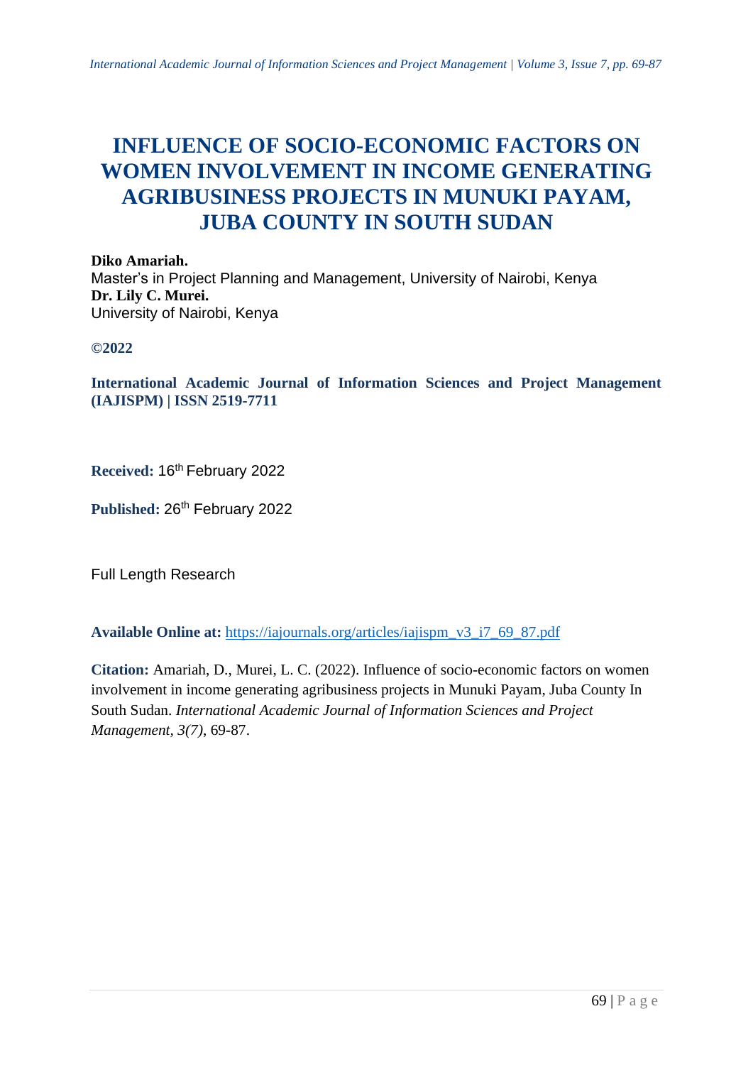# INFLUENCE OF SOCIO-ECONOMIC FACTORS ON WOMEN INVOLVEMENT IN INCOME GENERATING AGRIBUSINESS PROJECTS IN MUNUKI PAYAM, JUBA COUNTY IN SOUTH SUDAN

**Diko Amariah.**
Master's in Project Planning and Management, University of Nairobi, Kenya
**Dr. Lily C. Murei.**
University of Nairobi, Kenya

**©2022**

**International Academic Journal of Information Sciences and Project Management (IAJISPM) | ISSN 2519-7711**

**Received:** 16th February 2022

**Published:** 26th February 2022

Full Length Research

**Available Online at:** https://iajournals.org/articles/iajispm_v3_i7_69_87.pdf

**Citation:** Amariah, D., Murei, L. C. (2022). Influence of socio-economic factors on women involvement in income generating agribusiness projects in Munuki Payam, Juba County In South Sudan. *International Academic Journal of Information Sciences and Project Management, 3(7)*, 69-87.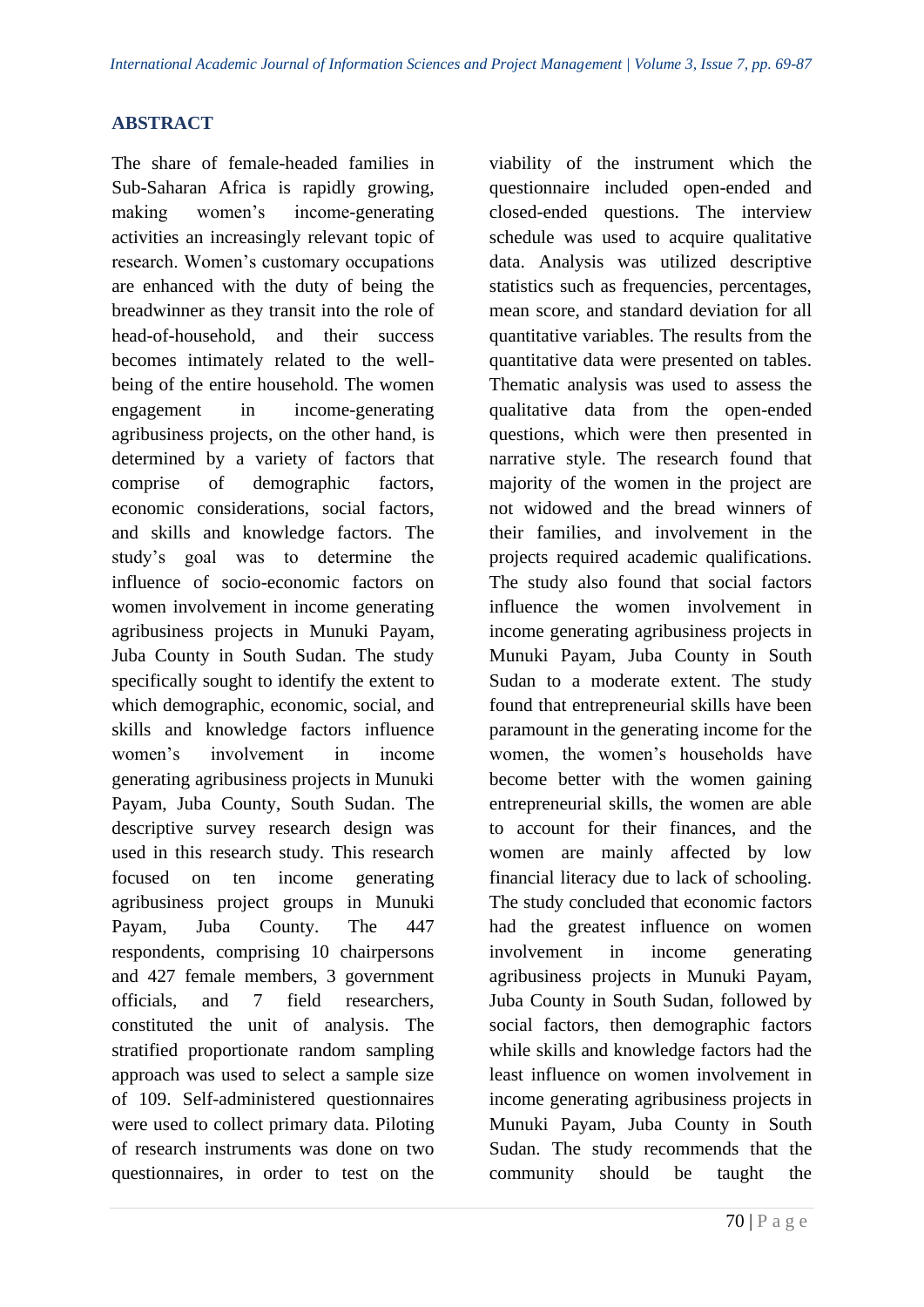## ABSTRACT

The share of female-headed families in Sub-Saharan Africa is rapidly growing, making women's income-generating activities an increasingly relevant topic of research. Women's customary occupations are enhanced with the duty of being the breadwinner as they transit into the role of head-of-household, and their success becomes intimately related to the well-being of the entire household. The women engagement in income-generating agribusiness projects, on the other hand, is determined by a variety of factors that comprise of demographic factors, economic considerations, social factors, and skills and knowledge factors. The study's goal was to determine the influence of socio-economic factors on women involvement in income generating agribusiness projects in Munuki Payam, Juba County in South Sudan. The study specifically sought to identify the extent to which demographic, economic, social, and skills and knowledge factors influence women's involvement in income generating agribusiness projects in Munuki Payam, Juba County, South Sudan. The descriptive survey research design was used in this research study. This research focused on ten income generating agribusiness project groups in Munuki Payam, Juba County. The 447 respondents, comprising 10 chairpersons and 427 female members, 3 government officials, and 7 field researchers, constituted the unit of analysis. The stratified proportionate random sampling approach was used to select a sample size of 109. Self-administered questionnaires were used to collect primary data. Piloting of research instruments was done on two questionnaires, in order to test on the viability of the instrument which the questionnaire included open-ended and closed-ended questions. The interview schedule was used to acquire qualitative data. Analysis was utilized descriptive statistics such as frequencies, percentages, mean score, and standard deviation for all quantitative variables. The results from the quantitative data were presented on tables. Thematic analysis was used to assess the qualitative data from the open-ended questions, which were then presented in narrative style. The research found that majority of the women in the project are not widowed and the bread winners of their families, and involvement in the projects required academic qualifications. The study also found that social factors influence the women involvement in income generating agribusiness projects in Munuki Payam, Juba County in South Sudan to a moderate extent. The study found that entrepreneurial skills have been paramount in the generating income for the women, the women's households have become better with the women gaining entrepreneurial skills, the women are able to account for their finances, and the women are mainly affected by low financial literacy due to lack of schooling. The study concluded that economic factors had the greatest influence on women involvement in income generating agribusiness projects in Munuki Payam, Juba County in South Sudan, followed by social factors, then demographic factors while skills and knowledge factors had the least influence on women involvement in income generating agribusiness projects in Munuki Payam, Juba County in South Sudan. The study recommends that the community should be taught the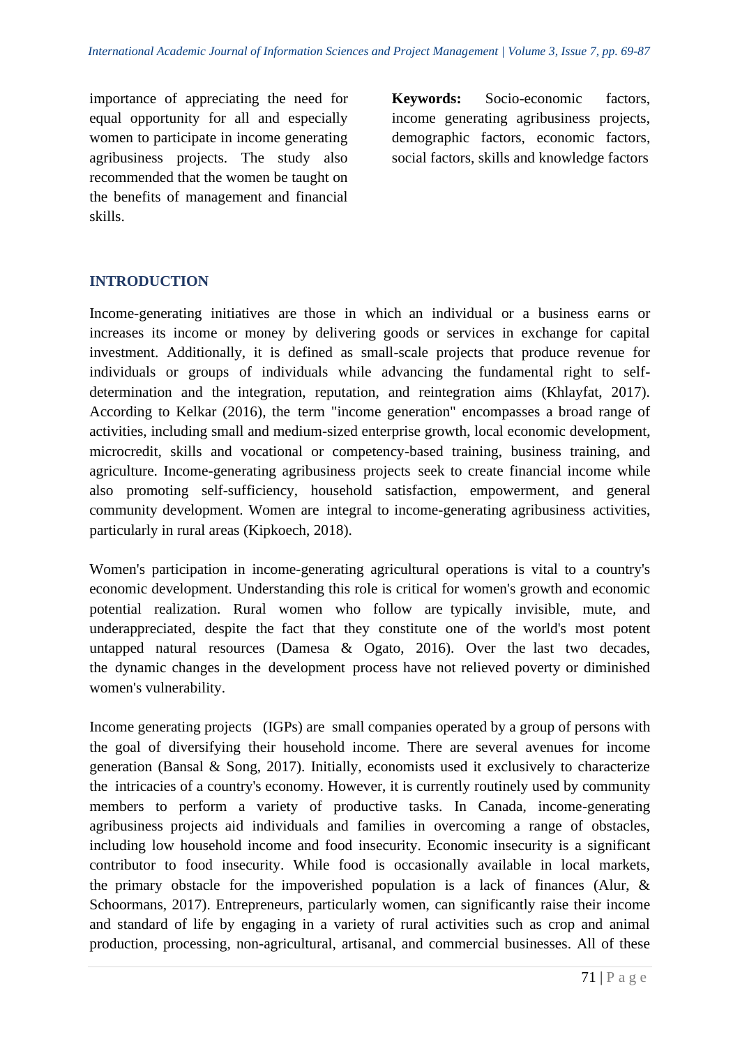importance of appreciating the need for equal opportunity for all and especially women to participate in income generating agribusiness projects. The study also recommended that the women be taught on the benefits of management and financial skills.

**Keywords:** Socio-economic factors, income generating agribusiness projects, demographic factors, economic factors, social factors, skills and knowledge factors

## INTRODUCTION

Income-generating initiatives are those in which an individual or a business earns or increases its income or money by delivering goods or services in exchange for capital investment. Additionally, it is defined as small-scale projects that produce revenue for individuals or groups of individuals while advancing the fundamental right to self-determination and the integration, reputation, and reintegration aims (Khlayfat, 2017). According to Kelkar (2016), the term "income generation" encompasses a broad range of activities, including small and medium-sized enterprise growth, local economic development, microcredit, skills and vocational or competency-based training, business training, and agriculture. Income-generating agribusiness projects seek to create financial income while also promoting self-sufficiency, household satisfaction, empowerment, and general community development. Women are integral to income-generating agribusiness activities, particularly in rural areas (Kipkoech, 2018).

Women's participation in income-generating agricultural operations is vital to a country's economic development. Understanding this role is critical for women's growth and economic potential realization. Rural women who follow are typically invisible, mute, and underappreciated, despite the fact that they constitute one of the world's most potent untapped natural resources (Damesa & Ogato, 2016). Over the last two decades, the dynamic changes in the development process have not relieved poverty or diminished women's vulnerability.

Income generating projects (IGPs) are small companies operated by a group of persons with the goal of diversifying their household income. There are several avenues for income generation (Bansal & Song, 2017). Initially, economists used it exclusively to characterize the intricacies of a country's economy. However, it is currently routinely used by community members to perform a variety of productive tasks. In Canada, income-generating agribusiness projects aid individuals and families in overcoming a range of obstacles, including low household income and food insecurity. Economic insecurity is a significant contributor to food insecurity. While food is occasionally available in local markets, the primary obstacle for the impoverished population is a lack of finances (Alur, & Schoormans, 2017). Entrepreneurs, particularly women, can significantly raise their income and standard of life by engaging in a variety of rural activities such as crop and animal production, processing, non-agricultural, artisanal, and commercial businesses. All of these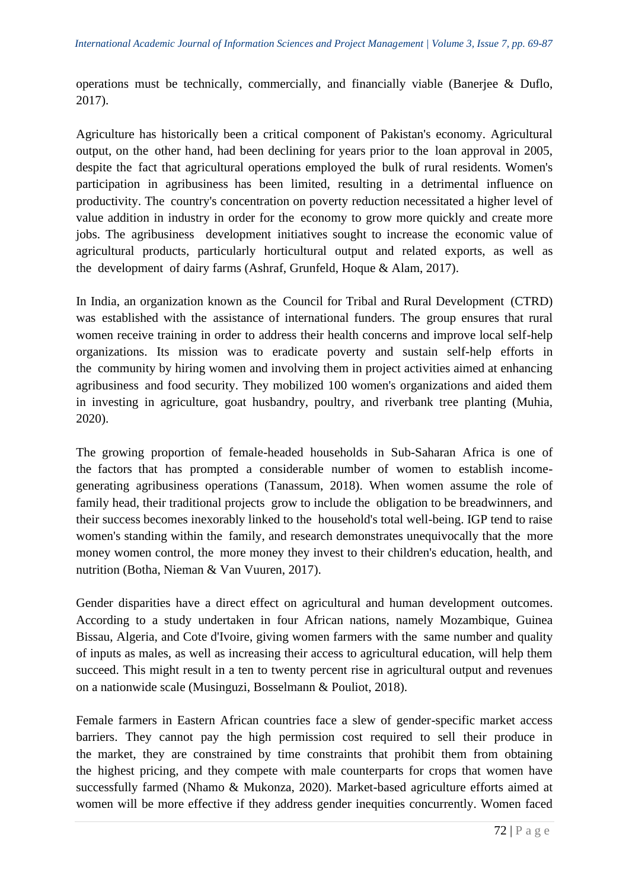operations must be technically, commercially, and financially viable (Banerjee & Duflo, 2017).

Agriculture has historically been a critical component of Pakistan's economy. Agricultural output, on the other hand, had been declining for years prior to the loan approval in 2005, despite the fact that agricultural operations employed the bulk of rural residents. Women's participation in agribusiness has been limited, resulting in a detrimental influence on productivity. The country's concentration on poverty reduction necessitated a higher level of value addition in industry in order for the economy to grow more quickly and create more jobs. The agribusiness development initiatives sought to increase the economic value of agricultural products, particularly horticultural output and related exports, as well as the development of dairy farms (Ashraf, Grunfeld, Hoque & Alam, 2017).

In India, an organization known as the Council for Tribal and Rural Development (CTRD) was established with the assistance of international funders. The group ensures that rural women receive training in order to address their health concerns and improve local self-help organizations. Its mission was to eradicate poverty and sustain self-help efforts in the community by hiring women and involving them in project activities aimed at enhancing agribusiness and food security. They mobilized 100 women's organizations and aided them in investing in agriculture, goat husbandry, poultry, and riverbank tree planting (Muhia, 2020).

The growing proportion of female-headed households in Sub-Saharan Africa is one of the factors that has prompted a considerable number of women to establish income-generating agribusiness operations (Tanassum, 2018). When women assume the role of family head, their traditional projects grow to include the obligation to be breadwinners, and their success becomes inexorably linked to the household's total well-being. IGP tend to raise women's standing within the family, and research demonstrates unequivocally that the more money women control, the more money they invest to their children's education, health, and nutrition (Botha, Nieman & Van Vuuren, 2017).

Gender disparities have a direct effect on agricultural and human development outcomes. According to a study undertaken in four African nations, namely Mozambique, Guinea Bissau, Algeria, and Cote d'Ivoire, giving women farmers with the same number and quality of inputs as males, as well as increasing their access to agricultural education, will help them succeed. This might result in a ten to twenty percent rise in agricultural output and revenues on a nationwide scale (Musinguzi, Bosselmann & Pouliot, 2018).

Female farmers in Eastern African countries face a slew of gender-specific market access barriers. They cannot pay the high permission cost required to sell their produce in the market, they are constrained by time constraints that prohibit them from obtaining the highest pricing, and they compete with male counterparts for crops that women have successfully farmed (Nhamo & Mukonza, 2020). Market-based agriculture efforts aimed at women will be more effective if they address gender inequities concurrently. Women faced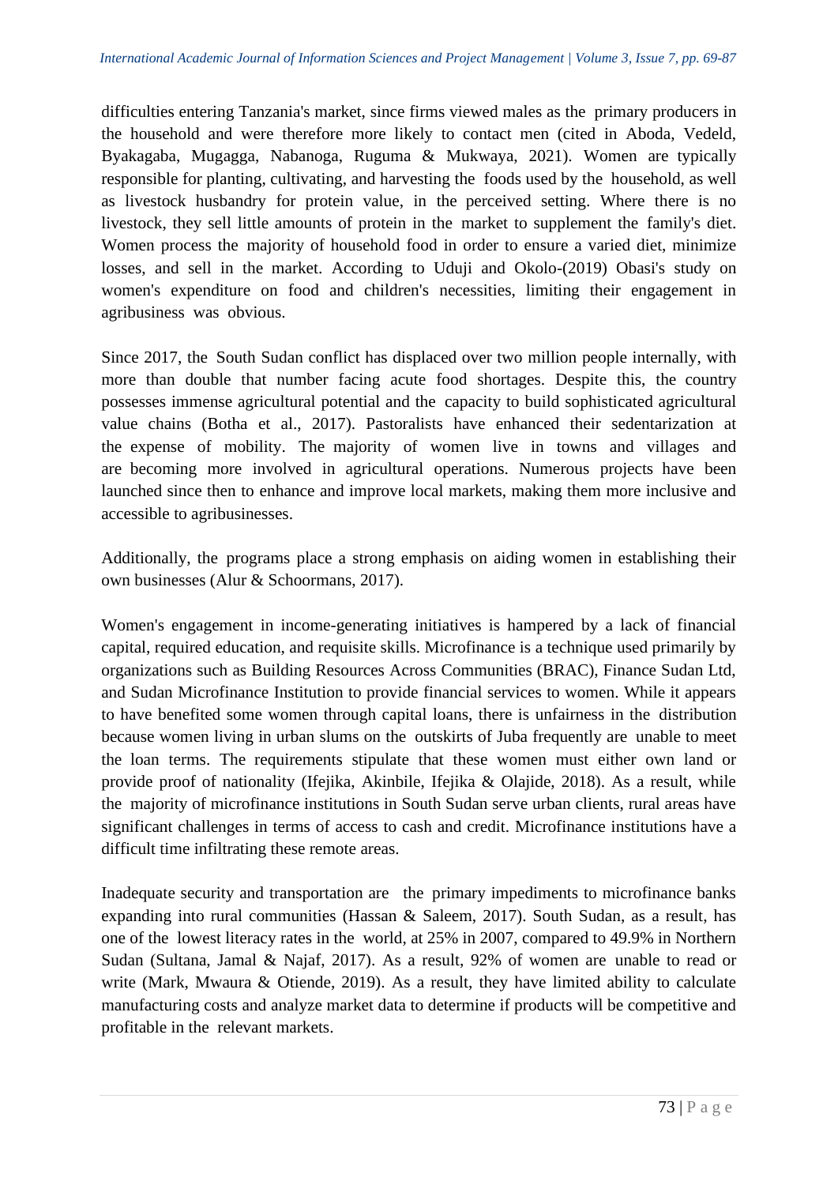difficulties entering Tanzania's market, since firms viewed males as the primary producers in the household and were therefore more likely to contact men (cited in Aboda, Vedeld, Byakagaba, Mugagga, Nabanoga, Ruguma & Mukwaya, 2021). Women are typically responsible for planting, cultivating, and harvesting the foods used by the household, as well as livestock husbandry for protein value, in the perceived setting. Where there is no livestock, they sell little amounts of protein in the market to supplement the family's diet. Women process the majority of household food in order to ensure a varied diet, minimize losses, and sell in the market. According to Uduji and Okolo-(2019) Obasi's study on women's expenditure on food and children's necessities, limiting their engagement in agribusiness was obvious.

Since 2017, the South Sudan conflict has displaced over two million people internally, with more than double that number facing acute food shortages. Despite this, the country possesses immense agricultural potential and the capacity to build sophisticated agricultural value chains (Botha et al., 2017). Pastoralists have enhanced their sedentarization at the expense of mobility. The majority of women live in towns and villages and are becoming more involved in agricultural operations. Numerous projects have been launched since then to enhance and improve local markets, making them more inclusive and accessible to agribusinesses.

Additionally, the programs place a strong emphasis on aiding women in establishing their own businesses (Alur & Schoormans, 2017).

Women's engagement in income-generating initiatives is hampered by a lack of financial capital, required education, and requisite skills. Microfinance is a technique used primarily by organizations such as Building Resources Across Communities (BRAC), Finance Sudan Ltd, and Sudan Microfinance Institution to provide financial services to women. While it appears to have benefited some women through capital loans, there is unfairness in the distribution because women living in urban slums on the outskirts of Juba frequently are unable to meet the loan terms. The requirements stipulate that these women must either own land or provide proof of nationality (Ifejika, Akinbile, Ifejika & Olajide, 2018). As a result, while the majority of microfinance institutions in South Sudan serve urban clients, rural areas have significant challenges in terms of access to cash and credit. Microfinance institutions have a difficult time infiltrating these remote areas.

Inadequate security and transportation are the primary impediments to microfinance banks expanding into rural communities (Hassan & Saleem, 2017). South Sudan, as a result, has one of the lowest literacy rates in the world, at 25% in 2007, compared to 49.9% in Northern Sudan (Sultana, Jamal & Najaf, 2017). As a result, 92% of women are unable to read or write (Mark, Mwaura & Otiende, 2019). As a result, they have limited ability to calculate manufacturing costs and analyze market data to determine if products will be competitive and profitable in the relevant markets.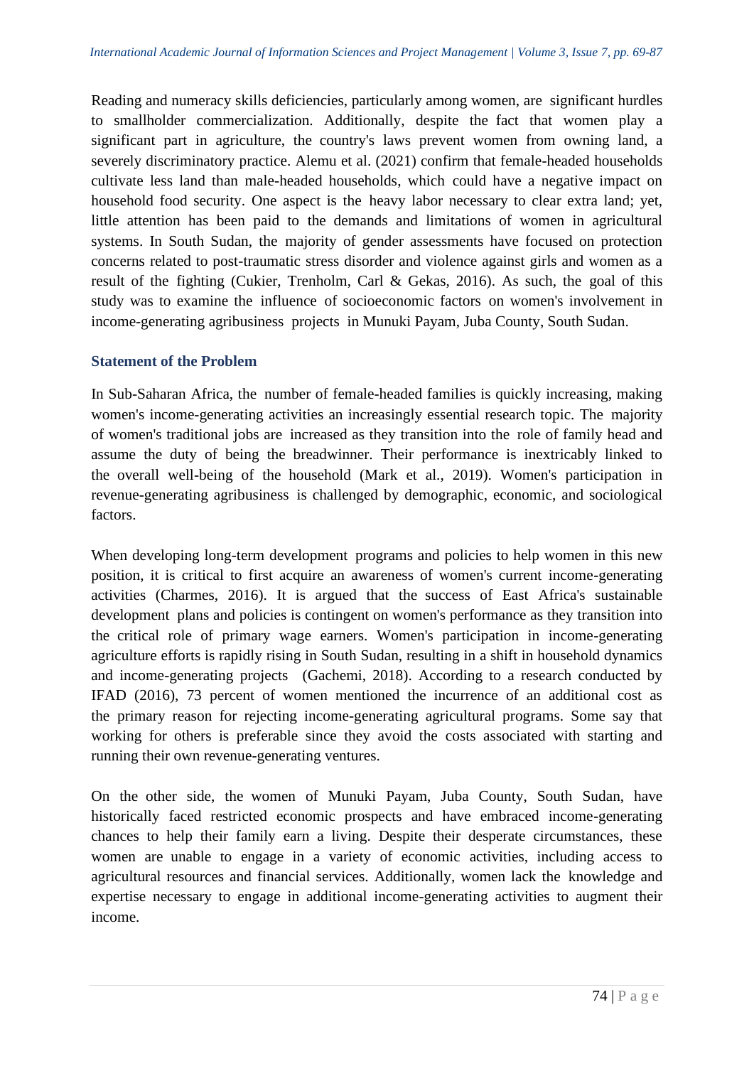Reading and numeracy skills deficiencies, particularly among women, are significant hurdles to smallholder commercialization. Additionally, despite the fact that women play a significant part in agriculture, the country's laws prevent women from owning land, a severely discriminatory practice. Alemu et al. (2021) confirm that female-headed households cultivate less land than male-headed households, which could have a negative impact on household food security. One aspect is the heavy labor necessary to clear extra land; yet, little attention has been paid to the demands and limitations of women in agricultural systems. In South Sudan, the majority of gender assessments have focused on protection concerns related to post-traumatic stress disorder and violence against girls and women as a result of the fighting (Cukier, Trenholm, Carl & Gekas, 2016). As such, the goal of this study was to examine the influence of socioeconomic factors on women's involvement in income-generating agribusiness projects in Munuki Payam, Juba County, South Sudan.

## Statement of the Problem

In Sub-Saharan Africa, the number of female-headed families is quickly increasing, making women's income-generating activities an increasingly essential research topic. The majority of women's traditional jobs are increased as they transition into the role of family head and assume the duty of being the breadwinner. Their performance is inextricably linked to the overall well-being of the household (Mark et al., 2019). Women's participation in revenue-generating agribusiness is challenged by demographic, economic, and sociological factors.

When developing long-term development programs and policies to help women in this new position, it is critical to first acquire an awareness of women's current income-generating activities (Charmes, 2016). It is argued that the success of East Africa's sustainable development plans and policies is contingent on women's performance as they transition into the critical role of primary wage earners. Women's participation in income-generating agriculture efforts is rapidly rising in South Sudan, resulting in a shift in household dynamics and income-generating projects (Gachemi, 2018). According to a research conducted by IFAD (2016), 73 percent of women mentioned the incurrence of an additional cost as the primary reason for rejecting income-generating agricultural programs. Some say that working for others is preferable since they avoid the costs associated with starting and running their own revenue-generating ventures.

On the other side, the women of Munuki Payam, Juba County, South Sudan, have historically faced restricted economic prospects and have embraced income-generating chances to help their family earn a living. Despite their desperate circumstances, these women are unable to engage in a variety of economic activities, including access to agricultural resources and financial services. Additionally, women lack the knowledge and expertise necessary to engage in additional income-generating activities to augment their income.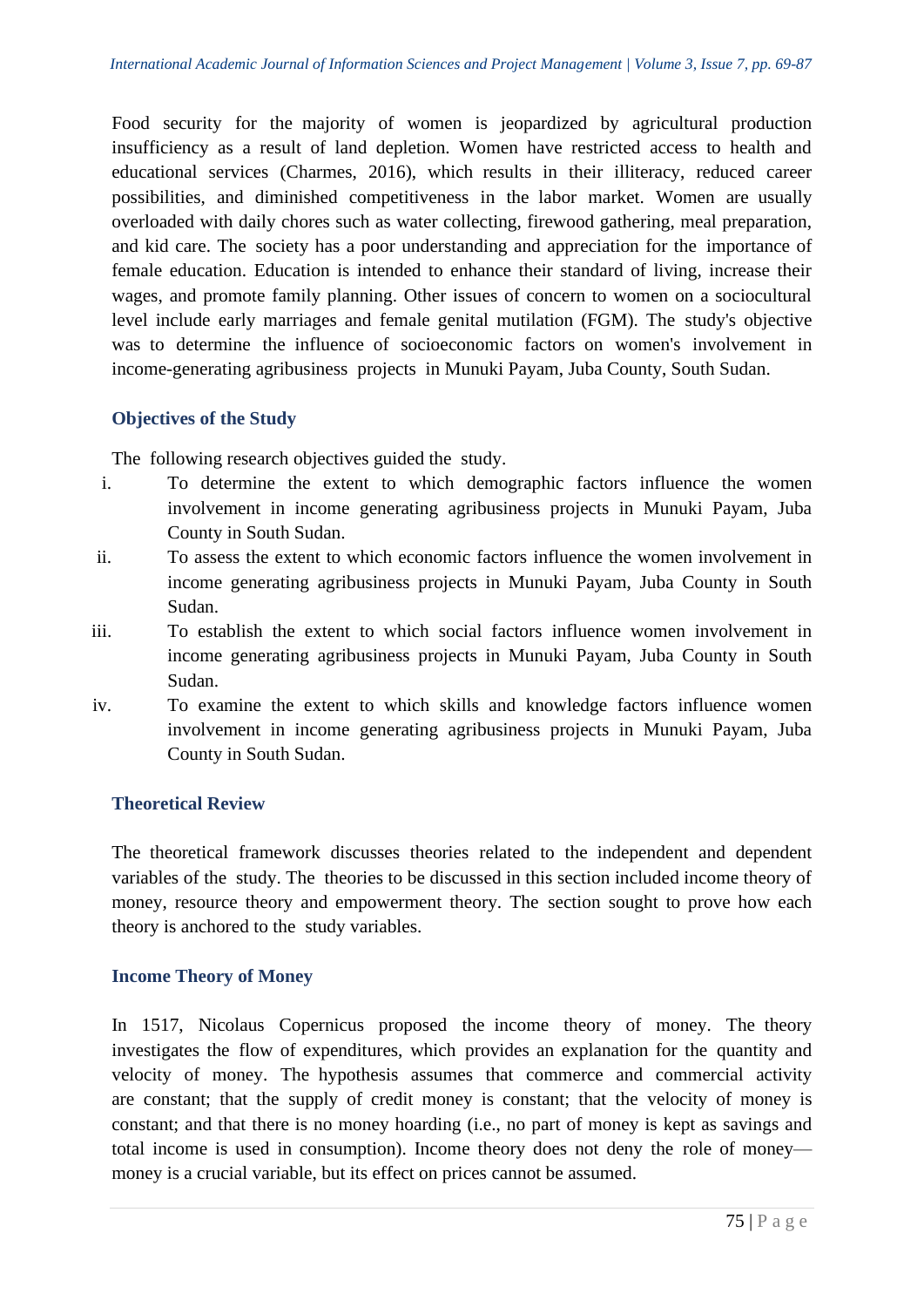Food security for the majority of women is jeopardized by agricultural production insufficiency as a result of land depletion. Women have restricted access to health and educational services (Charmes, 2016), which results in their illiteracy, reduced career possibilities, and diminished competitiveness in the labor market. Women are usually overloaded with daily chores such as water collecting, firewood gathering, meal preparation, and kid care. The society has a poor understanding and appreciation for the importance of female education. Education is intended to enhance their standard of living, increase their wages, and promote family planning. Other issues of concern to women on a sociocultural level include early marriages and female genital mutilation (FGM). The study's objective was to determine the influence of socioeconomic factors on women's involvement in income-generating agribusiness projects in Munuki Payam, Juba County, South Sudan.

## Objectives of the Study

The following research objectives guided the study.

i. To determine the extent to which demographic factors influence the women involvement in income generating agribusiness projects in Munuki Payam, Juba County in South Sudan.

ii. To assess the extent to which economic factors influence the women involvement in income generating agribusiness projects in Munuki Payam, Juba County in South Sudan.

iii. To establish the extent to which social factors influence women involvement in income generating agribusiness projects in Munuki Payam, Juba County in South Sudan.

iv. To examine the extent to which skills and knowledge factors influence women involvement in income generating agribusiness projects in Munuki Payam, Juba County in South Sudan.

## Theoretical Review

The theoretical framework discusses theories related to the independent and dependent variables of the study. The theories to be discussed in this section included income theory of money, resource theory and empowerment theory. The section sought to prove how each theory is anchored to the study variables.

### Income Theory of Money

In 1517, Nicolaus Copernicus proposed the income theory of money. The theory investigates the flow of expenditures, which provides an explanation for the quantity and velocity of money. The hypothesis assumes that commerce and commercial activity are constant; that the supply of credit money is constant; that the velocity of money is constant; and that there is no money hoarding (i.e., no part of money is kept as savings and total income is used in consumption). Income theory does not deny the role of money—money is a crucial variable, but its effect on prices cannot be assumed.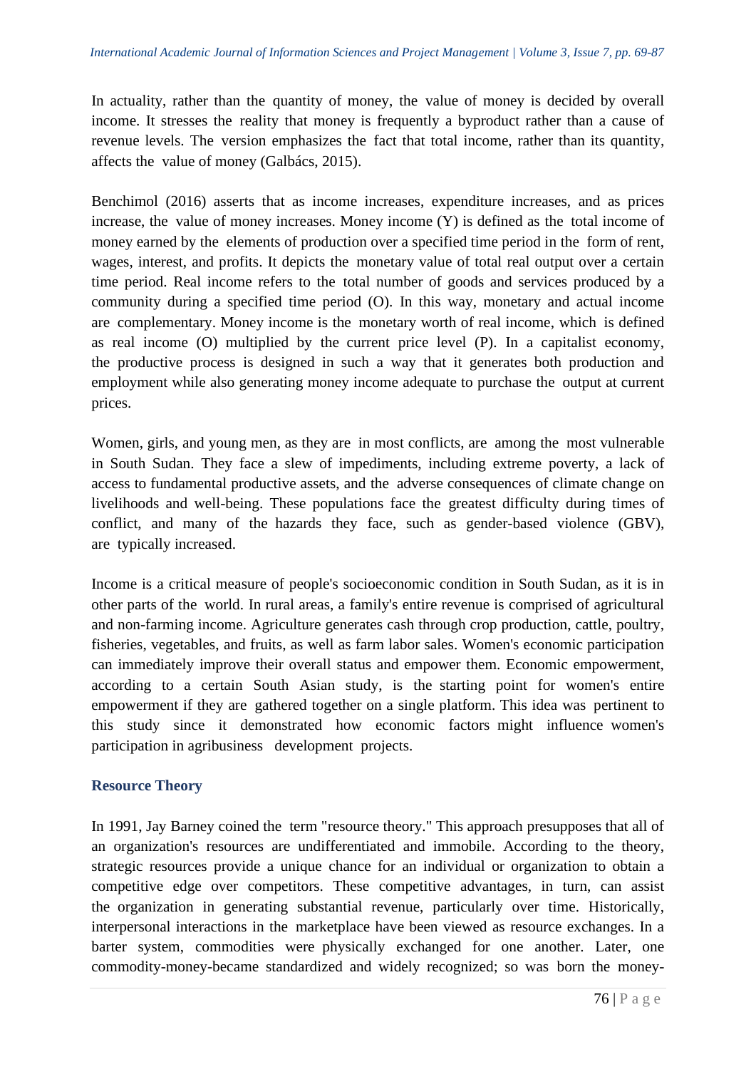In actuality, rather than the quantity of money, the value of money is decided by overall income. It stresses the reality that money is frequently a byproduct rather than a cause of revenue levels. The version emphasizes the fact that total income, rather than its quantity, affects the value of money (Galbács, 2015).

Benchimol (2016) asserts that as income increases, expenditure increases, and as prices increase, the value of money increases. Money income (Y) is defined as the total income of money earned by the elements of production over a specified time period in the form of rent, wages, interest, and profits. It depicts the monetary value of total real output over a certain time period. Real income refers to the total number of goods and services produced by a community during a specified time period (O). In this way, monetary and actual income are complementary. Money income is the monetary worth of real income, which is defined as real income (O) multiplied by the current price level (P). In a capitalist economy, the productive process is designed in such a way that it generates both production and employment while also generating money income adequate to purchase the output at current prices.

Women, girls, and young men, as they are in most conflicts, are among the most vulnerable in South Sudan. They face a slew of impediments, including extreme poverty, a lack of access to fundamental productive assets, and the adverse consequences of climate change on livelihoods and well-being. These populations face the greatest difficulty during times of conflict, and many of the hazards they face, such as gender-based violence (GBV), are typically increased.

Income is a critical measure of people's socioeconomic condition in South Sudan, as it is in other parts of the world. In rural areas, a family's entire revenue is comprised of agricultural and non-farming income. Agriculture generates cash through crop production, cattle, poultry, fisheries, vegetables, and fruits, as well as farm labor sales. Women's economic participation can immediately improve their overall status and empower them. Economic empowerment, according to a certain South Asian study, is the starting point for women's entire empowerment if they are gathered together on a single platform. This idea was pertinent to this study since it demonstrated how economic factors might influence women's participation in agribusiness development projects.

### Resource Theory

In 1991, Jay Barney coined the term "resource theory." This approach presupposes that all of an organization's resources are undifferentiated and immobile. According to the theory, strategic resources provide a unique chance for an individual or organization to obtain a competitive edge over competitors. These competitive advantages, in turn, can assist the organization in generating substantial revenue, particularly over time. Historically, interpersonal interactions in the marketplace have been viewed as resource exchanges. In a barter system, commodities were physically exchanged for one another. Later, one commodity-money-became standardized and widely recognized; so was born the money-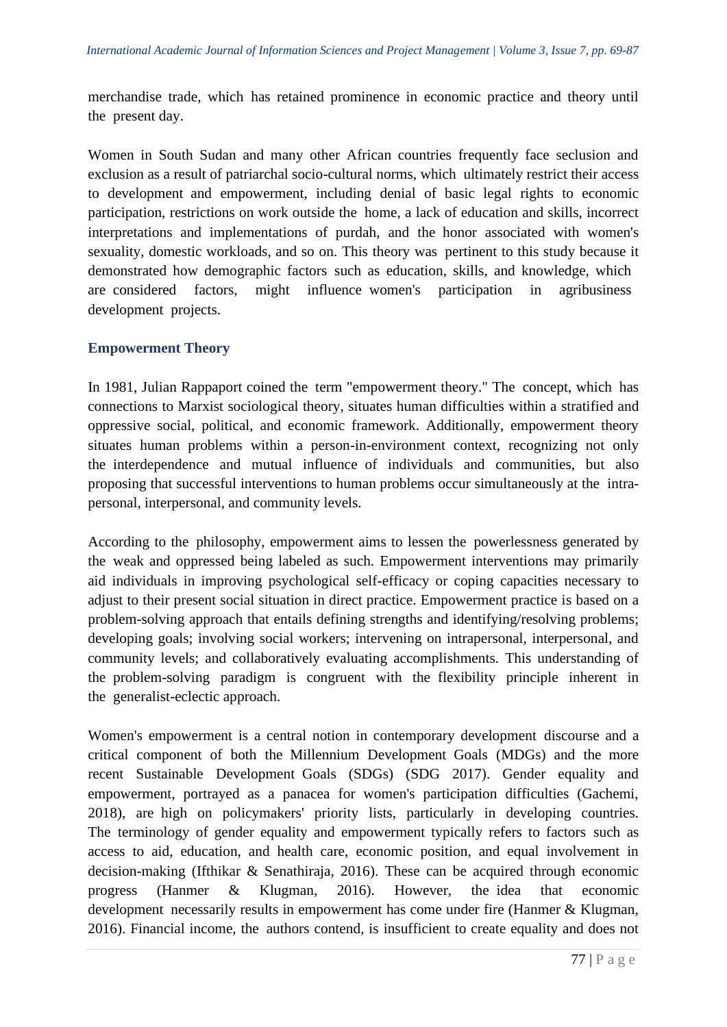merchandise trade, which has retained prominence in economic practice and theory until the present day.

Women in South Sudan and many other African countries frequently face seclusion and exclusion as a result of patriarchal socio-cultural norms, which ultimately restrict their access to development and empowerment, including denial of basic legal rights to economic participation, restrictions on work outside the home, a lack of education and skills, incorrect interpretations and implementations of purdah, and the honor associated with women's sexuality, domestic workloads, and so on. This theory was pertinent to this study because it demonstrated how demographic factors such as education, skills, and knowledge, which are considered factors, might influence women's participation in agribusiness development projects.

## Empowerment Theory

In 1981, Julian Rappaport coined the term "empowerment theory." The concept, which has connections to Marxist sociological theory, situates human difficulties within a stratified and oppressive social, political, and economic framework. Additionally, empowerment theory situates human problems within a person-in-environment context, recognizing not only the interdependence and mutual influence of individuals and communities, but also proposing that successful interventions to human problems occur simultaneously at the intra-personal, interpersonal, and community levels.

According to the philosophy, empowerment aims to lessen the powerlessness generated by the weak and oppressed being labeled as such. Empowerment interventions may primarily aid individuals in improving psychological self-efficacy or coping capacities necessary to adjust to their present social situation in direct practice. Empowerment practice is based on a problem-solving approach that entails defining strengths and identifying/resolving problems; developing goals; involving social workers; intervening on intrapersonal, interpersonal, and community levels; and collaboratively evaluating accomplishments. This understanding of the problem-solving paradigm is congruent with the flexibility principle inherent in the generalist-eclectic approach.

Women's empowerment is a central notion in contemporary development discourse and a critical component of both the Millennium Development Goals (MDGs) and the more recent Sustainable Development Goals (SDGs) (SDG 2017). Gender equality and empowerment, portrayed as a panacea for women's participation difficulties (Gachemi, 2018), are high on policymakers' priority lists, particularly in developing countries. The terminology of gender equality and empowerment typically refers to factors such as access to aid, education, and health care, economic position, and equal involvement in decision-making (Ifthikar & Senathiraja, 2016). These can be acquired through economic progress (Hanmer & Klugman, 2016). However, the idea that economic development necessarily results in empowerment has come under fire (Hanmer & Klugman, 2016). Financial income, the authors contend, is insufficient to create equality and does not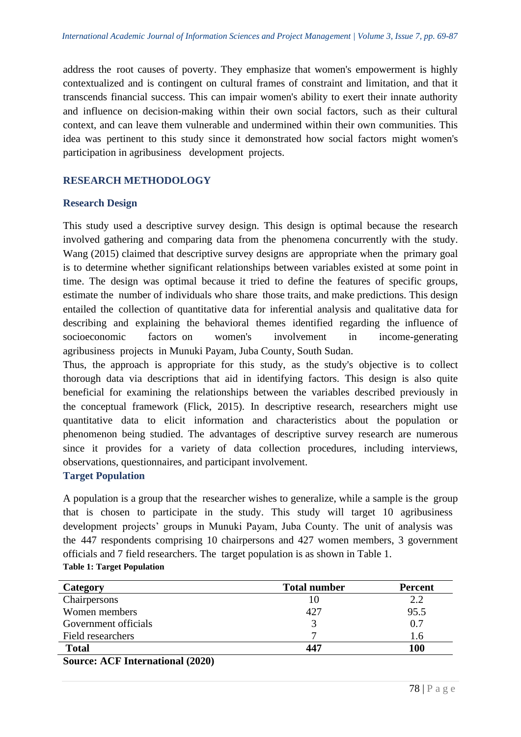address the root causes of poverty. They emphasize that women's empowerment is highly contextualized and is contingent on cultural frames of constraint and limitation, and that it transcends financial success. This can impair women's ability to exert their innate authority and influence on decision-making within their own social factors, such as their cultural context, and can leave them vulnerable and undermined within their own communities. This idea was pertinent to this study since it demonstrated how social factors might women's participation in agribusiness development projects.

## RESEARCH METHODOLOGY

### Research Design

This study used a descriptive survey design. This design is optimal because the research involved gathering and comparing data from the phenomena concurrently with the study. Wang (2015) claimed that descriptive survey designs are appropriate when the primary goal is to determine whether significant relationships between variables existed at some point in time. The design was optimal because it tried to define the features of specific groups, estimate the number of individuals who share those traits, and make predictions. This design entailed the collection of quantitative data for inferential analysis and qualitative data for describing and explaining the behavioral themes identified regarding the influence of socioeconomic factors on women's involvement in income-generating agribusiness projects in Munuki Payam, Juba County, South Sudan.

Thus, the approach is appropriate for this study, as the study's objective is to collect thorough data via descriptions that aid in identifying factors. This design is also quite beneficial for examining the relationships between the variables described previously in the conceptual framework (Flick, 2015). In descriptive research, researchers might use quantitative data to elicit information and characteristics about the population or phenomenon being studied. The advantages of descriptive survey research are numerous since it provides for a variety of data collection procedures, including interviews, observations, questionnaires, and participant involvement.

### Target Population

A population is a group that the researcher wishes to generalize, while a sample is the group that is chosen to participate in the study. This study will target 10 agribusiness development projects' groups in Munuki Payam, Juba County. The unit of analysis was the 447 respondents comprising 10 chairpersons and 427 women members, 3 government officials and 7 field researchers. The target population is as shown in Table 1.

**Table 1: Target Population**

| Category | Total number | Percent |
|---|---|---|
| Chairpersons | 10 | 2.2 |
| Women members | 427 | 95.5 |
| Government officials | 3 | 0.7 |
| Field researchers | 7 | 1.6 |
| **Total** | **447** | **100** |

**Source: ACF International (2020)**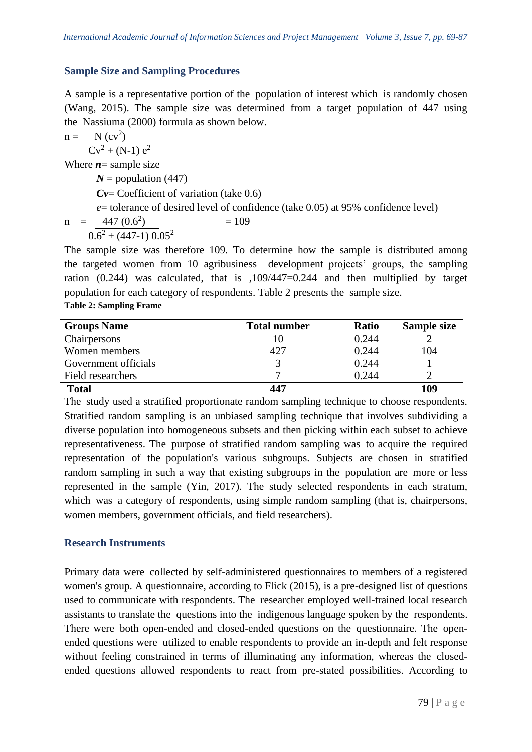## Sample Size and Sampling Procedures

A sample is a representative portion of the population of interest which is randomly chosen (Wang, 2015). The sample size was determined from a target population of 447 using the Nassiuma (2000) formula as shown below.

$$n = \frac{N\,(cv^2)}{Cv^2 + (N-1)\,e^2}$$

Where ***n***= sample size

***N*** = population (447)

***Cv***= Coefficient of variation (take 0.6)

*e*= tolerance of desired level of confidence (take 0.05) at 95% confidence level)

$$n = \frac{447\,(0.6^2)}{0.6^2 + (447-1)\,0.05^2} = 109$$

The sample size was therefore 109. To determine how the sample is distributed among the targeted women from 10 agribusiness development projects' groups, the sampling ration (0.244) was calculated, that is ,109/447=0.244 and then multiplied by target population for each category of respondents. Table 2 presents the sample size.

**Table 2: Sampling Frame**

| Groups Name | Total number | Ratio | Sample size |
|---|---|---|---|
| Chairpersons | 10 | 0.244 | 2 |
| Women members | 427 | 0.244 | 104 |
| Government officials | 3 | 0.244 | 1 |
| Field researchers | 7 | 0.244 | 2 |
| **Total** | **447** | | **109** |

The study used a stratified proportionate random sampling technique to choose respondents. Stratified random sampling is an unbiased sampling technique that involves subdividing a diverse population into homogeneous subsets and then picking within each subset to achieve representativeness. The purpose of stratified random sampling was to acquire the required representation of the population's various subgroups. Subjects are chosen in stratified random sampling in such a way that existing subgroups in the population are more or less represented in the sample (Yin, 2017). The study selected respondents in each stratum, which was a category of respondents, using simple random sampling (that is, chairpersons, women members, government officials, and field researchers).

## Research Instruments

Primary data were collected by self-administered questionnaires to members of a registered women's group. A questionnaire, according to Flick (2015), is a pre-designed list of questions used to communicate with respondents. The researcher employed well-trained local research assistants to translate the questions into the indigenous language spoken by the respondents. There were both open-ended and closed-ended questions on the questionnaire. The open-ended questions were utilized to enable respondents to provide an in-depth and felt response without feeling constrained in terms of illuminating any information, whereas the closed-ended questions allowed respondents to react from pre-stated possibilities. According to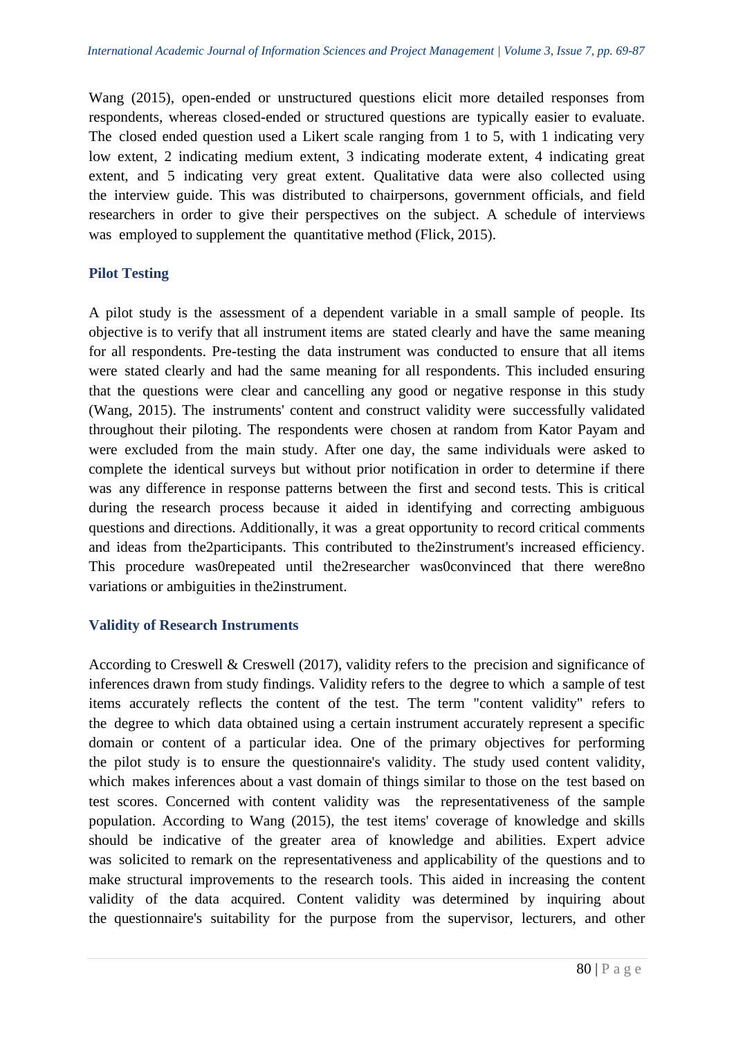Wang (2015), open-ended or unstructured questions elicit more detailed responses from respondents, whereas closed-ended or structured questions are typically easier to evaluate. The closed ended question used a Likert scale ranging from 1 to 5, with 1 indicating very low extent, 2 indicating medium extent, 3 indicating moderate extent, 4 indicating great extent, and 5 indicating very great extent. Qualitative data were also collected using the interview guide. This was distributed to chairpersons, government officials, and field researchers in order to give their perspectives on the subject. A schedule of interviews was employed to supplement the quantitative method (Flick, 2015).

### Pilot Testing

A pilot study is the assessment of a dependent variable in a small sample of people. Its objective is to verify that all instrument items are stated clearly and have the same meaning for all respondents. Pre-testing the data instrument was conducted to ensure that all items were stated clearly and had the same meaning for all respondents. This included ensuring that the questions were clear and cancelling any good or negative response in this study (Wang, 2015). The instruments' content and construct validity were successfully validated throughout their piloting. The respondents were chosen at random from Kator Payam and were excluded from the main study. After one day, the same individuals were asked to complete the identical surveys but without prior notification in order to determine if there was any difference in response patterns between the first and second tests. This is critical during the research process because it aided in identifying and correcting ambiguous questions and directions. Additionally, it was a great opportunity to record critical comments and ideas from the2participants. This contributed to the2instrument's increased efficiency. This procedure was0repeated until the2researcher was0convinced that there were8no variations or ambiguities in the2instrument.

### Validity of Research Instruments

According to Creswell & Creswell (2017), validity refers to the precision and significance of inferences drawn from study findings. Validity refers to the degree to which a sample of test items accurately reflects the content of the test. The term "content validity" refers to the degree to which data obtained using a certain instrument accurately represent a specific domain or content of a particular idea. One of the primary objectives for performing the pilot study is to ensure the questionnaire's validity. The study used content validity, which makes inferences about a vast domain of things similar to those on the test based on test scores. Concerned with content validity was the representativeness of the sample population. According to Wang (2015), the test items' coverage of knowledge and skills should be indicative of the greater area of knowledge and abilities. Expert advice was solicited to remark on the representativeness and applicability of the questions and to make structural improvements to the research tools. This aided in increasing the content validity of the data acquired. Content validity was determined by inquiring about the questionnaire's suitability for the purpose from the supervisor, lecturers, and other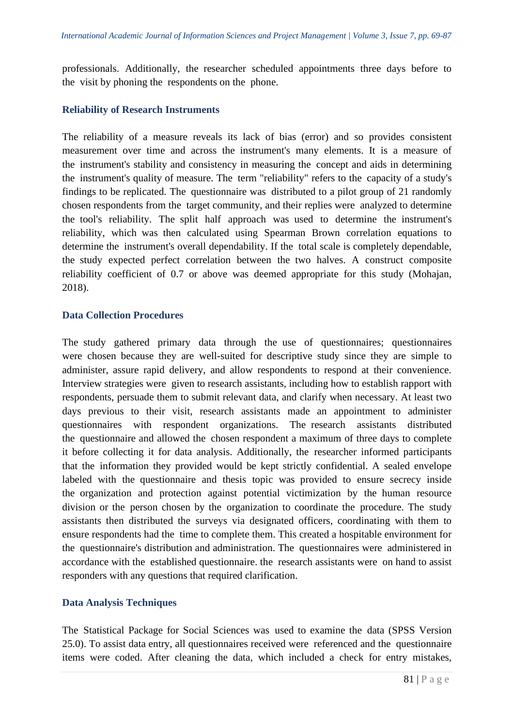professionals. Additionally, the researcher scheduled appointments three days before to the visit by phoning the respondents on the phone.

### Reliability of Research Instruments

The reliability of a measure reveals its lack of bias (error) and so provides consistent measurement over time and across the instrument's many elements. It is a measure of the instrument's stability and consistency in measuring the concept and aids in determining the instrument's quality of measure. The term "reliability" refers to the capacity of a study's findings to be replicated. The questionnaire was distributed to a pilot group of 21 randomly chosen respondents from the target community, and their replies were analyzed to determine the tool's reliability. The split half approach was used to determine the instrument's reliability, which was then calculated using Spearman Brown correlation equations to determine the instrument's overall dependability. If the total scale is completely dependable, the study expected perfect correlation between the two halves. A construct composite reliability coefficient of 0.7 or above was deemed appropriate for this study (Mohajan, 2018).

### Data Collection Procedures

The study gathered primary data through the use of questionnaires; questionnaires were chosen because they are well-suited for descriptive study since they are simple to administer, assure rapid delivery, and allow respondents to respond at their convenience. Interview strategies were given to research assistants, including how to establish rapport with respondents, persuade them to submit relevant data, and clarify when necessary. At least two days previous to their visit, research assistants made an appointment to administer questionnaires with respondent organizations. The research assistants distributed the questionnaire and allowed the chosen respondent a maximum of three days to complete it before collecting it for data analysis. Additionally, the researcher informed participants that the information they provided would be kept strictly confidential. A sealed envelope labeled with the questionnaire and thesis topic was provided to ensure secrecy inside the organization and protection against potential victimization by the human resource division or the person chosen by the organization to coordinate the procedure. The study assistants then distributed the surveys via designated officers, coordinating with them to ensure respondents had the time to complete them. This created a hospitable environment for the questionnaire's distribution and administration. The questionnaires were administered in accordance with the established questionnaire. the research assistants were on hand to assist responders with any questions that required clarification.

### Data Analysis Techniques

The Statistical Package for Social Sciences was used to examine the data (SPSS Version 25.0). To assist data entry, all questionnaires received were referenced and the questionnaire items were coded. After cleaning the data, which included a check for entry mistakes,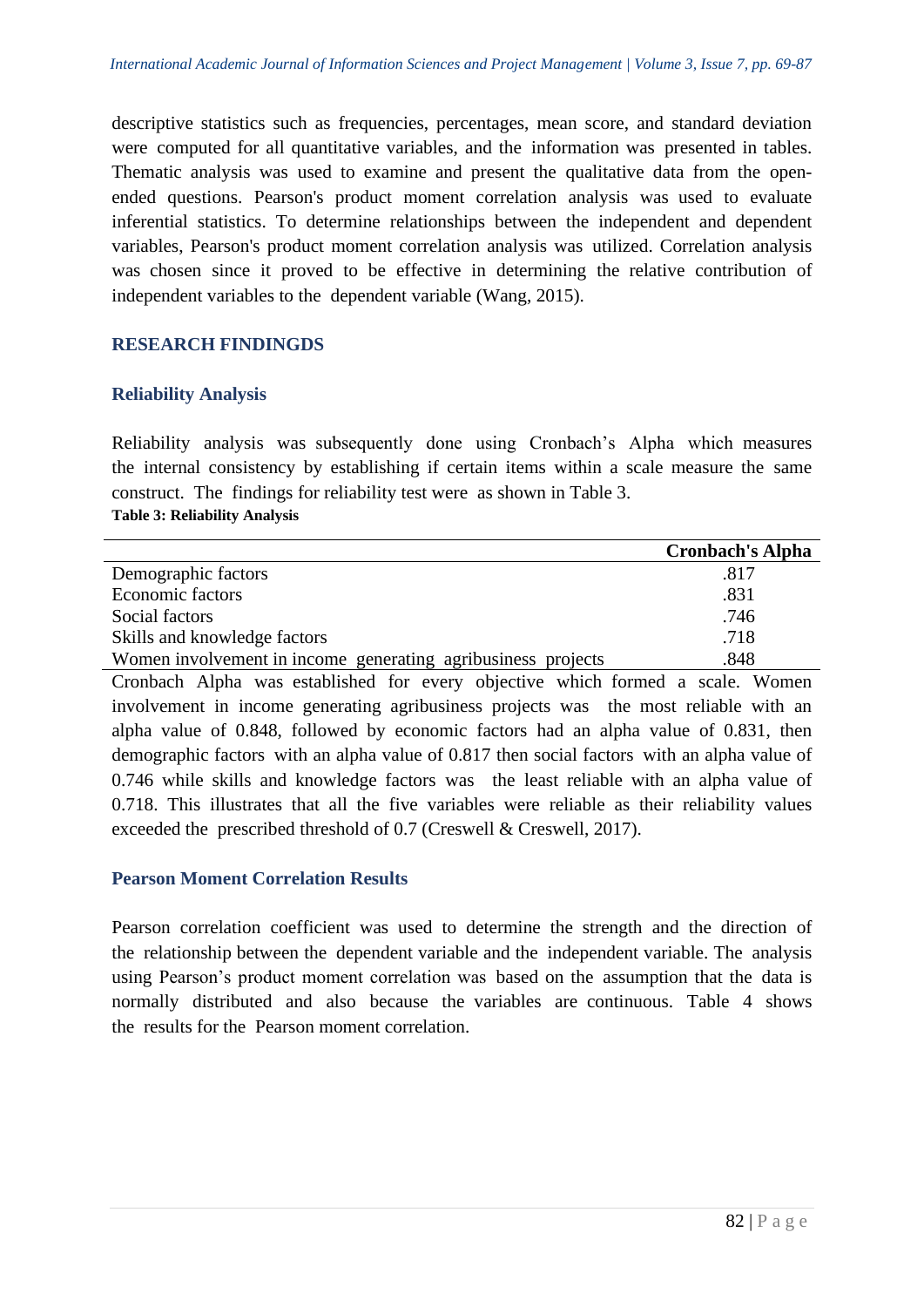descriptive statistics such as frequencies, percentages, mean score, and standard deviation were computed for all quantitative variables, and the information was presented in tables. Thematic analysis was used to examine and present the qualitative data from the open-ended questions. Pearson's product moment correlation analysis was used to evaluate inferential statistics. To determine relationships between the independent and dependent variables, Pearson's product moment correlation analysis was utilized. Correlation analysis was chosen since it proved to be effective in determining the relative contribution of independent variables to the dependent variable (Wang, 2015).

## RESEARCH FINDINGDS

### Reliability Analysis

Reliability analysis was subsequently done using Cronbach's Alpha which measures the internal consistency by establishing if certain items within a scale measure the same construct. The findings for reliability test were as shown in Table 3.

**Table 3: Reliability Analysis**

| | Cronbach's Alpha |
|---|---|
| Demographic factors | .817 |
| Economic factors | .831 |
| Social factors | .746 |
| Skills and knowledge factors | .718 |
| Women involvement in income generating agribusiness projects | .848 |

Cronbach Alpha was established for every objective which formed a scale. Women involvement in income generating agribusiness projects was the most reliable with an alpha value of 0.848, followed by economic factors had an alpha value of 0.831, then demographic factors with an alpha value of 0.817 then social factors with an alpha value of 0.746 while skills and knowledge factors was the least reliable with an alpha value of 0.718. This illustrates that all the five variables were reliable as their reliability values exceeded the prescribed threshold of 0.7 (Creswell & Creswell, 2017).

### Pearson Moment Correlation Results

Pearson correlation coefficient was used to determine the strength and the direction of the relationship between the dependent variable and the independent variable. The analysis using Pearson's product moment correlation was based on the assumption that the data is normally distributed and also because the variables are continuous. Table 4 shows the results for the Pearson moment correlation.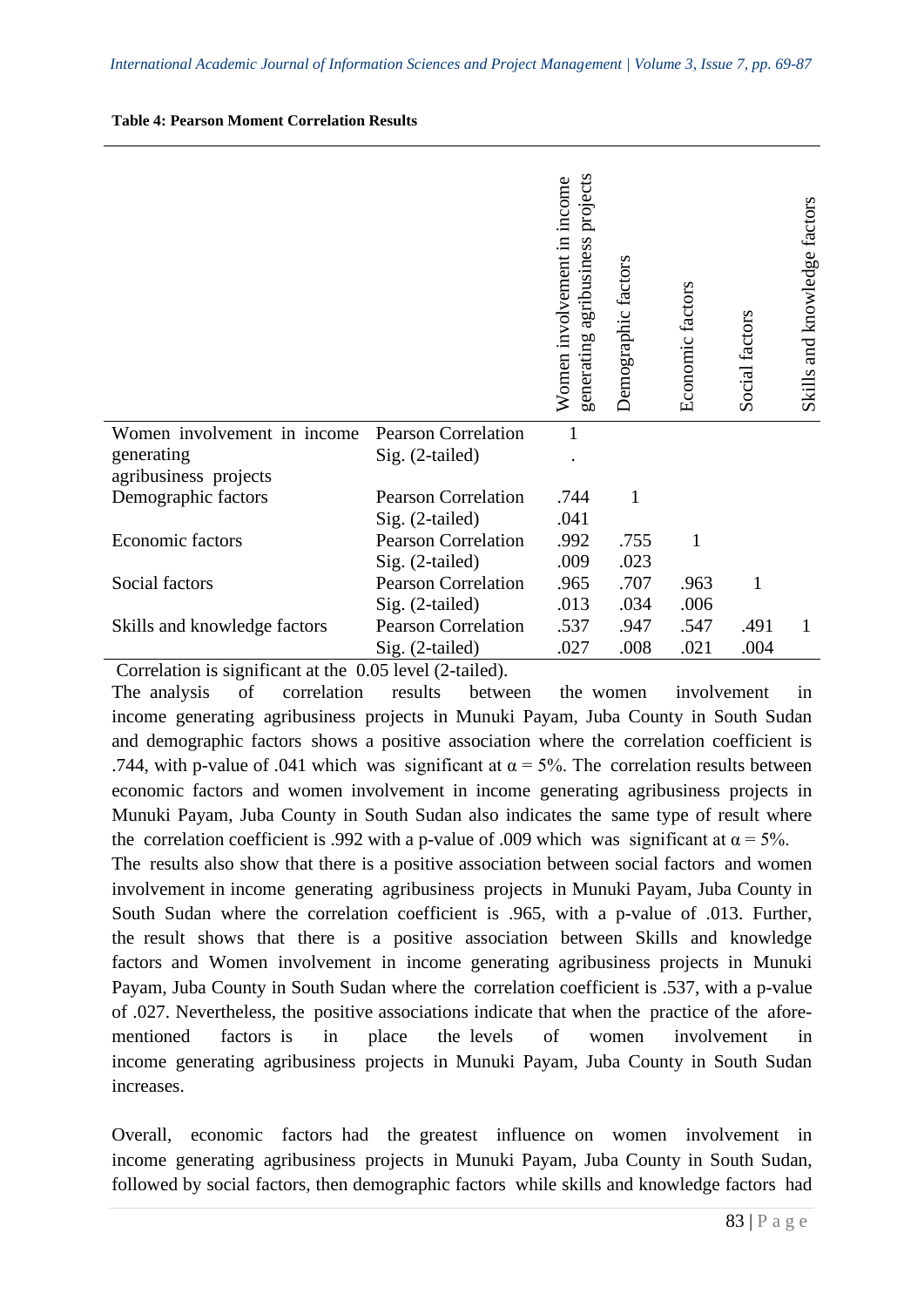**Table 4: Pearson Moment Correlation Results**

| | | Women involvement in income generating agribusiness projects | Demographic factors | Economic factors | Social factors | Skills and knowledge factors |
|---|---|---|---|---|---|---|
| Women involvement in income generating agribusiness projects | Pearson Correlation | 1 | | | | |
| | Sig. (2-tailed) | . | | | | |
| Demographic factors | Pearson Correlation | .744 | 1 | | | |
| | Sig. (2-tailed) | .041 | | | | |
| Economic factors | Pearson Correlation | .992 | .755 | 1 | | |
| | Sig. (2-tailed) | .009 | .023 | | | |
| Social factors | Pearson Correlation | .965 | .707 | .963 | 1 | |
| | Sig. (2-tailed) | .013 | .034 | .006 | | |
| Skills and knowledge factors | Pearson Correlation | .537 | .947 | .547 | .491 | 1 |
| | Sig. (2-tailed) | .027 | .008 | .021 | .004 | |

Correlation is significant at the 0.05 level (2-tailed).

The analysis of correlation results between the women involvement in income generating agribusiness projects in Munuki Payam, Juba County in South Sudan and demographic factors shows a positive association where the correlation coefficient is .744, with p-value of .041 which was significant at $\alpha = 5\%$. The correlation results between economic factors and women involvement in income generating agribusiness projects in Munuki Payam, Juba County in South Sudan also indicates the same type of result where the correlation coefficient is .992 with a p-value of .009 which was significant at $\alpha = 5\%$.

The results also show that there is a positive association between social factors and women involvement in income generating agribusiness projects in Munuki Payam, Juba County in South Sudan where the correlation coefficient is .965, with a p-value of .013. Further, the result shows that there is a positive association between Skills and knowledge factors and Women involvement in income generating agribusiness projects in Munuki Payam, Juba County in South Sudan where the correlation coefficient is .537, with a p-value of .027. Nevertheless, the positive associations indicate that when the practice of the afore-mentioned factors is in place the levels of women involvement in income generating agribusiness projects in Munuki Payam, Juba County in South Sudan increases.

Overall, economic factors had the greatest influence on women involvement in income generating agribusiness projects in Munuki Payam, Juba County in South Sudan, followed by social factors, then demographic factors while skills and knowledge factors had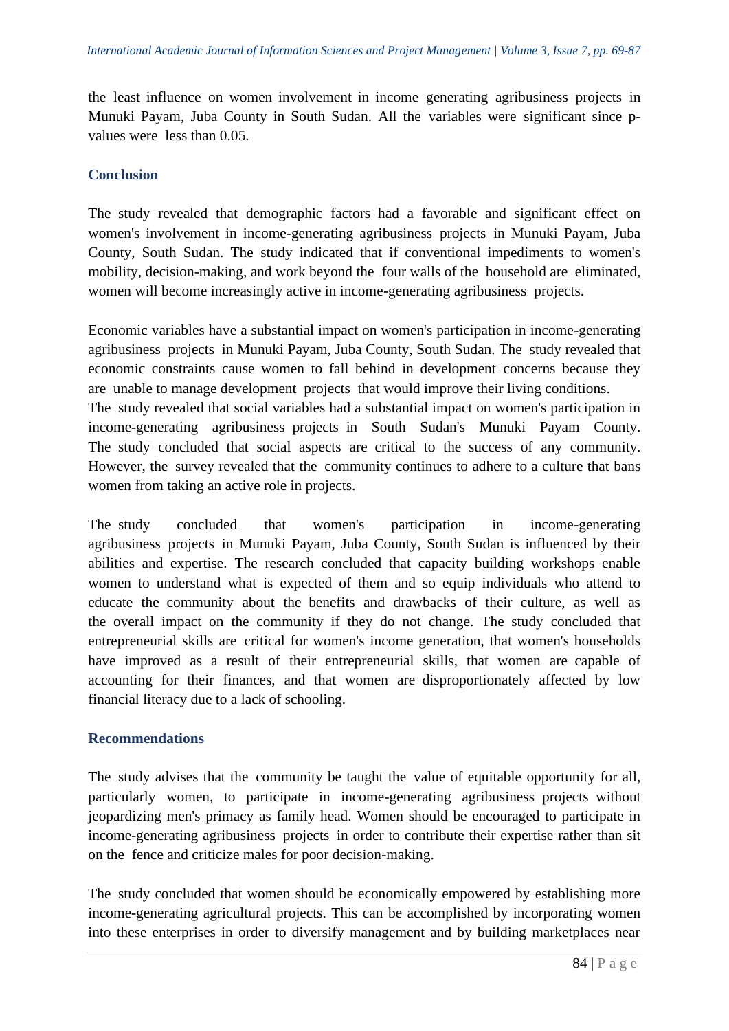the least influence on women involvement in income generating agribusiness projects in Munuki Payam, Juba County in South Sudan. All the variables were significant since p-values were less than 0.05.

## Conclusion

The study revealed that demographic factors had a favorable and significant effect on women's involvement in income-generating agribusiness projects in Munuki Payam, Juba County, South Sudan. The study indicated that if conventional impediments to women's mobility, decision-making, and work beyond the four walls of the household are eliminated, women will become increasingly active in income-generating agribusiness projects.

Economic variables have a substantial impact on women's participation in income-generating agribusiness projects in Munuki Payam, Juba County, South Sudan. The study revealed that economic constraints cause women to fall behind in development concerns because they are unable to manage development projects that would improve their living conditions.
The study revealed that social variables had a substantial impact on women's participation in income-generating agribusiness projects in South Sudan's Munuki Payam County. The study concluded that social aspects are critical to the success of any community. However, the survey revealed that the community continues to adhere to a culture that bans women from taking an active role in projects.

The study concluded that women's participation in income-generating agribusiness projects in Munuki Payam, Juba County, South Sudan is influenced by their abilities and expertise. The research concluded that capacity building workshops enable women to understand what is expected of them and so equip individuals who attend to educate the community about the benefits and drawbacks of their culture, as well as the overall impact on the community if they do not change. The study concluded that entrepreneurial skills are critical for women's income generation, that women's households have improved as a result of their entrepreneurial skills, that women are capable of accounting for their finances, and that women are disproportionately affected by low financial literacy due to a lack of schooling.

## Recommendations

The study advises that the community be taught the value of equitable opportunity for all, particularly women, to participate in income-generating agribusiness projects without jeopardizing men's primacy as family head. Women should be encouraged to participate in income-generating agribusiness projects in order to contribute their expertise rather than sit on the fence and criticize males for poor decision-making.

The study concluded that women should be economically empowered by establishing more income-generating agricultural projects. This can be accomplished by incorporating women into these enterprises in order to diversify management and by building marketplaces near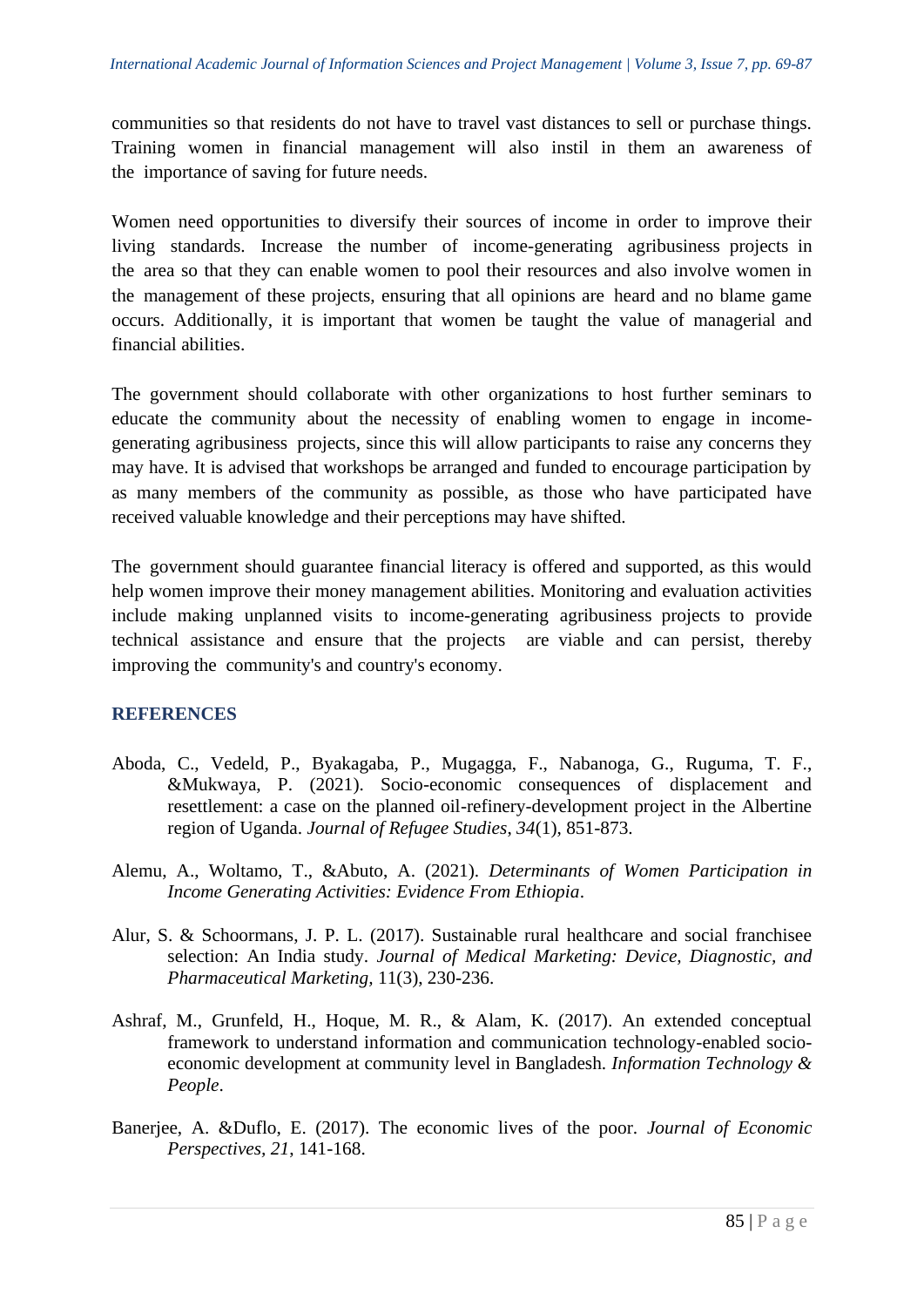communities so that residents do not have to travel vast distances to sell or purchase things. Training women in financial management will also instil in them an awareness of the importance of saving for future needs.

Women need opportunities to diversify their sources of income in order to improve their living standards. Increase the number of income-generating agribusiness projects in the area so that they can enable women to pool their resources and also involve women in the management of these projects, ensuring that all opinions are heard and no blame game occurs. Additionally, it is important that women be taught the value of managerial and financial abilities.

The government should collaborate with other organizations to host further seminars to educate the community about the necessity of enabling women to engage in income-generating agribusiness projects, since this will allow participants to raise any concerns they may have. It is advised that workshops be arranged and funded to encourage participation by as many members of the community as possible, as those who have participated have received valuable knowledge and their perceptions may have shifted.

The government should guarantee financial literacy is offered and supported, as this would help women improve their money management abilities. Monitoring and evaluation activities include making unplanned visits to income-generating agribusiness projects to provide technical assistance and ensure that the projects are viable and can persist, thereby improving the community's and country's economy.

## REFERENCES

Aboda, C., Vedeld, P., Byakagaba, P., Mugagga, F., Nabanoga, G., Ruguma, T. F., &Mukwaya, P. (2021). Socio-economic consequences of displacement and resettlement: a case on the planned oil-refinery-development project in the Albertine region of Uganda. *Journal of Refugee Studies*, *34*(1), 851-873.

Alemu, A., Woltamo, T., &Abuto, A. (2021). *Determinants of Women Participation in Income Generating Activities: Evidence From Ethiopia*.

Alur, S. & Schoormans, J. P. L. (2017). Sustainable rural healthcare and social franchisee selection: An India study. *Journal of Medical Marketing: Device, Diagnostic, and Pharmaceutical Marketing*, 11(3), 230-236.

Ashraf, M., Grunfeld, H., Hoque, M. R., & Alam, K. (2017). An extended conceptual framework to understand information and communication technology-enabled socio-economic development at community level in Bangladesh. *Information Technology & People*.

Banerjee, A. &Duflo, E. (2017). The economic lives of the poor. *Journal of Economic Perspectives, 21*, 141-168.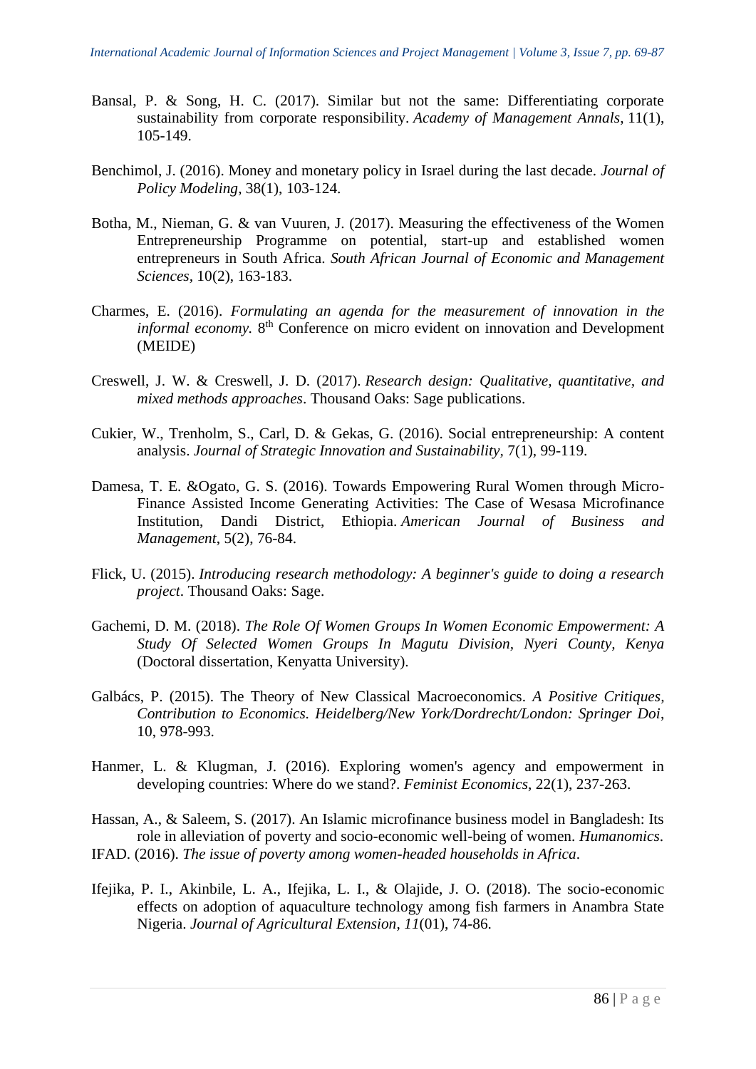Bansal, P. & Song, H. C. (2017). Similar but not the same: Differentiating corporate sustainability from corporate responsibility. *Academy of Management Annals*, 11(1), 105-149.

Benchimol, J. (2016). Money and monetary policy in Israel during the last decade. *Journal of Policy Modeling*, 38(1), 103-124.

Botha, M., Nieman, G. & van Vuuren, J. (2017). Measuring the effectiveness of the Women Entrepreneurship Programme on potential, start-up and established women entrepreneurs in South Africa. *South African Journal of Economic and Management Sciences*, 10(2), 163-183.

Charmes, E. (2016). *Formulating an agenda for the measurement of innovation in the informal economy.* 8th Conference on micro evident on innovation and Development (MEIDE)

Creswell, J. W. & Creswell, J. D. (2017). *Research design: Qualitative, quantitative, and mixed methods approaches*. Thousand Oaks: Sage publications.

Cukier, W., Trenholm, S., Carl, D. & Gekas, G. (2016). Social entrepreneurship: A content analysis. *Journal of Strategic Innovation and Sustainability*, 7(1), 99-119.

Damesa, T. E. &Ogato, G. S. (2016). Towards Empowering Rural Women through Micro-Finance Assisted Income Generating Activities: The Case of Wesasa Microfinance Institution, Dandi District, Ethiopia. *American Journal of Business and Management*, 5(2), 76-84.

Flick, U. (2015). *Introducing research methodology: A beginner's guide to doing a research project*. Thousand Oaks: Sage.

Gachemi, D. M. (2018). *The Role Of Women Groups In Women Economic Empowerment: A Study Of Selected Women Groups In Magutu Division, Nyeri County, Kenya* (Doctoral dissertation, Kenyatta University).

Galbács, P. (2015). The Theory of New Classical Macroeconomics. *A Positive Critiques, Contribution to Economics. Heidelberg/New York/Dordrecht/London: Springer Doi*, 10, 978-993.

Hanmer, L. & Klugman, J. (2016). Exploring women's agency and empowerment in developing countries: Where do we stand?. *Feminist Economics*, 22(1), 237-263.

Hassan, A., & Saleem, S. (2017). An Islamic microfinance business model in Bangladesh: Its role in alleviation of poverty and socio-economic well-being of women. *Humanomics*.

IFAD. (2016). *The issue of poverty among women-headed households in Africa*.

Ifejika, P. I., Akinbile, L. A., Ifejika, L. I., & Olajide, J. O. (2018). The socio-economic effects on adoption of aquaculture technology among fish farmers in Anambra State Nigeria. *Journal of Agricultural Extension*, *11*(01), 74-86.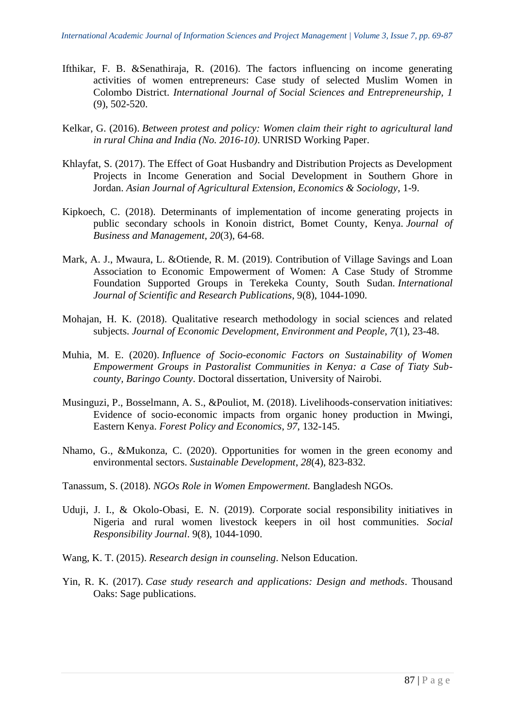Ifthikar, F. B. &Senathiraja, R. (2016). The factors influencing on income generating activities of women entrepreneurs: Case study of selected Muslim Women in Colombo District. *International Journal of Social Sciences and Entrepreneurship*, *1* (9), 502-520.

Kelkar, G. (2016). *Between protest and policy: Women claim their right to agricultural land in rural China and India (No. 2016-10)*. UNRISD Working Paper.

Khlayfat, S. (2017). The Effect of Goat Husbandry and Distribution Projects as Development Projects in Income Generation and Social Development in Southern Ghore in Jordan. *Asian Journal of Agricultural Extension, Economics & Sociology*, 1-9.

Kipkoech, C. (2018). Determinants of implementation of income generating projects in public secondary schools in Konoin district, Bomet County, Kenya. *Journal of Business and Management*, *20*(3), 64-68.

Mark, A. J., Mwaura, L. &Otiende, R. M. (2019). Contribution of Village Savings and Loan Association to Economic Empowerment of Women: A Case Study of Stromme Foundation Supported Groups in Terekeka County, South Sudan. *International Journal of Scientific and Research Publications*, 9(8), 1044-1090.

Mohajan, H. K. (2018). Qualitative research methodology in social sciences and related subjects. *Journal of Economic Development, Environment and People*, *7*(1), 23-48.

Muhia, M. E. (2020). *Influence of Socio-economic Factors on Sustainability of Women Empowerment Groups in Pastoralist Communities in Kenya: a Case of Tiaty Sub-county, Baringo County*. Doctoral dissertation, University of Nairobi.

Musinguzi, P., Bosselmann, A. S., &Pouliot, M. (2018). Livelihoods-conservation initiatives: Evidence of socio-economic impacts from organic honey production in Mwingi, Eastern Kenya. *Forest Policy and Economics*, *97*, 132-145.

Nhamo, G., &Mukonza, C. (2020). Opportunities for women in the green economy and environmental sectors. *Sustainable Development*, *28*(4), 823-832.

Tanassum, S. (2018). *NGOs Role in Women Empowerment.* Bangladesh NGOs.

Uduji, J. I., & Okolo-Obasi, E. N. (2019). Corporate social responsibility initiatives in Nigeria and rural women livestock keepers in oil host communities. *Social Responsibility Journal*. 9(8), 1044-1090.

Wang, K. T. (2015). *Research design in counseling*. Nelson Education.

Yin, R. K. (2017). *Case study research and applications: Design and methods*. Thousand Oaks: Sage publications.